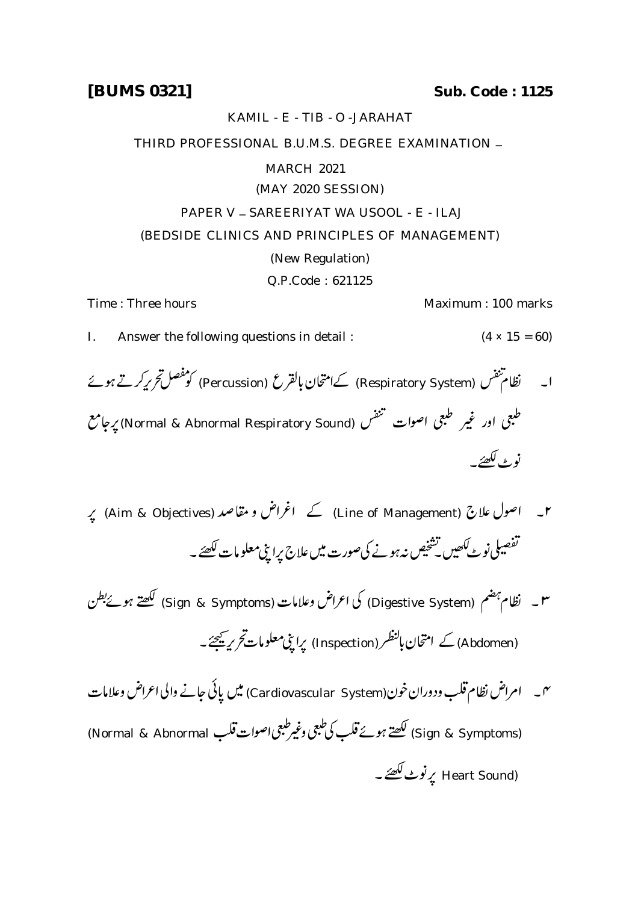**[BUMS 0321]** **Sub. Code : 1125**

KAMIL - E - TIB - O -JARAHAT

THIRD PROFESSIONAL B.U.M.S. DEGREE EXAMINATION –

MARCH 2021

(MAY 2020 SESSION)

PAPER V – SAREERIYAT WA USOOL - E - ILAJ

(BEDSIDE CLINICS AND PRINCIPLES OF MANAGEMENT)

(New Regulation)

Q.P.Code : 621125

Time : Three hours Maximum : 100 marks

I. Answer the following questions in detail : (4 × 15 = 60)

۱۔ نظام تنفس (Respiratory System) کے امتحان بالقرع (Percussion) کو مفصل تحریر کرتے ہوئے طبعی اور غیر طبعی اصوات تنفس (Normal & Abnormal Respiratory Sound) پر جامع نوٹ لکھئے۔

۲۔ اصول علاج (Line of Management) کے اغراض و مقاصد (Aim & Objectives) پر تفصیلی نوٹ لکھیں۔ تشخیص نہ ہونے کی صورت میں علاج پر اپنی معلومات لکھئے۔

۳۔ نظام ہضم (Digestive System) کی اعراض وعلامات (Sign & Symptoms) لکھتے ہوئے بطن (Abdomen) کے امتحان بالنظر (Inspection) پر اپنی معلومات تحریر کیجئے۔

۴۔ امراض نظام قلب ودوران خون (Cardiovascular System) میں پائی جانے والی اعراض وعلامات (Sign & Symptoms) لکھتے ہوئے قلب کی طبعی وغیر طبعی اصوات قلب (Normal & Abnormal Heart Sound) پر نوٹ لکھئے۔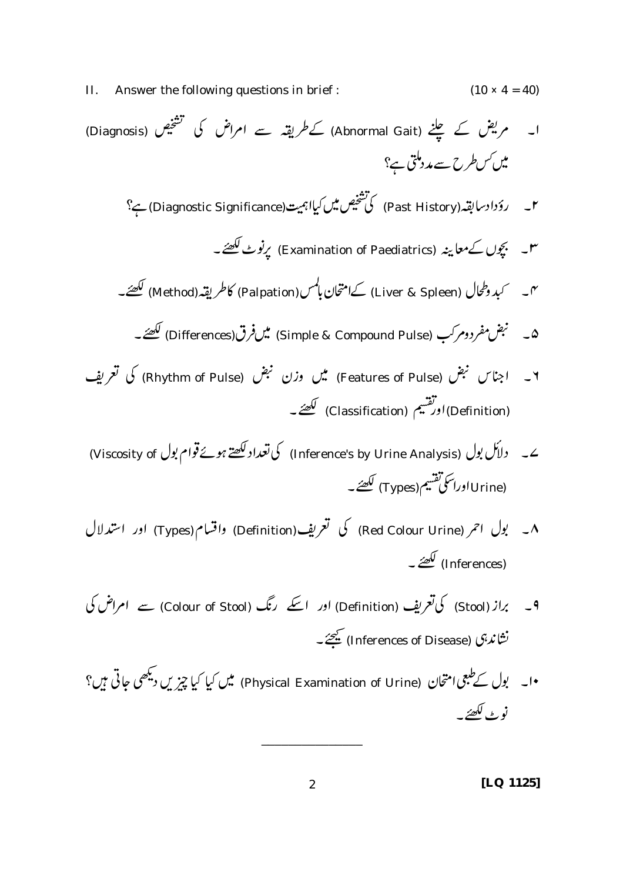II. Answer the following questions in brief : (10 × 4 = 40)

۱۔ مریض کے چلنے (Abnormal Gait) کےطریقہ سے امراض کی تشخیص (Diagnosis) میں کس طرح سے مدد ملتی ہے؟

۲۔ روداد سابقہ (Past History) کی تشخیص میں کیا اہمیت (Diagnostic Significance) ہے؟

۳۔ بچوں کے معاینہ (Examination of Paediatrics) پر نوٹ لکھئے۔

۴۔ کبد وطحال (Liver & Spleen) کے امتحان بالمس (Palpation) کا طریقہ (Method) لکھئے۔

۵۔ نبض مفرد ومرکب (Simple & Compound Pulse) میں فرق (Differences) لکھئے۔

۶۔ اجناس نبض (Features of Pulse) میں وزن نبض (Rhythm of Pulse) کی تعریف (Definition) اور تقسیم (Classification) لکھئے۔

۷۔ دلائل بول (Inference's by Urine Analysis) کی تعداد لکھتے ہوئے قوام بول (Viscosity of Urine) اور اسکی تقسیم (Types) لکھئے۔

۸۔ بول احمر (Red Colour Urine) کی تعریف (Definition) واقسام (Types) اور استدلال (Inferences) لکھئے۔

۹۔ براز (Stool) کی تعریف (Definition) اور اسکے رنگ (Colour of Stool) سے امراض کی نشاندہی (Inferences of Disease) کیجئے۔

۱۰۔ بول کے طبعی امتحان (Physical Examination of Urine) میں کیا کیا چیزیں دیکھی جاتی ہیں؟ نوٹ لکھئے۔

---

[LQ 1125]